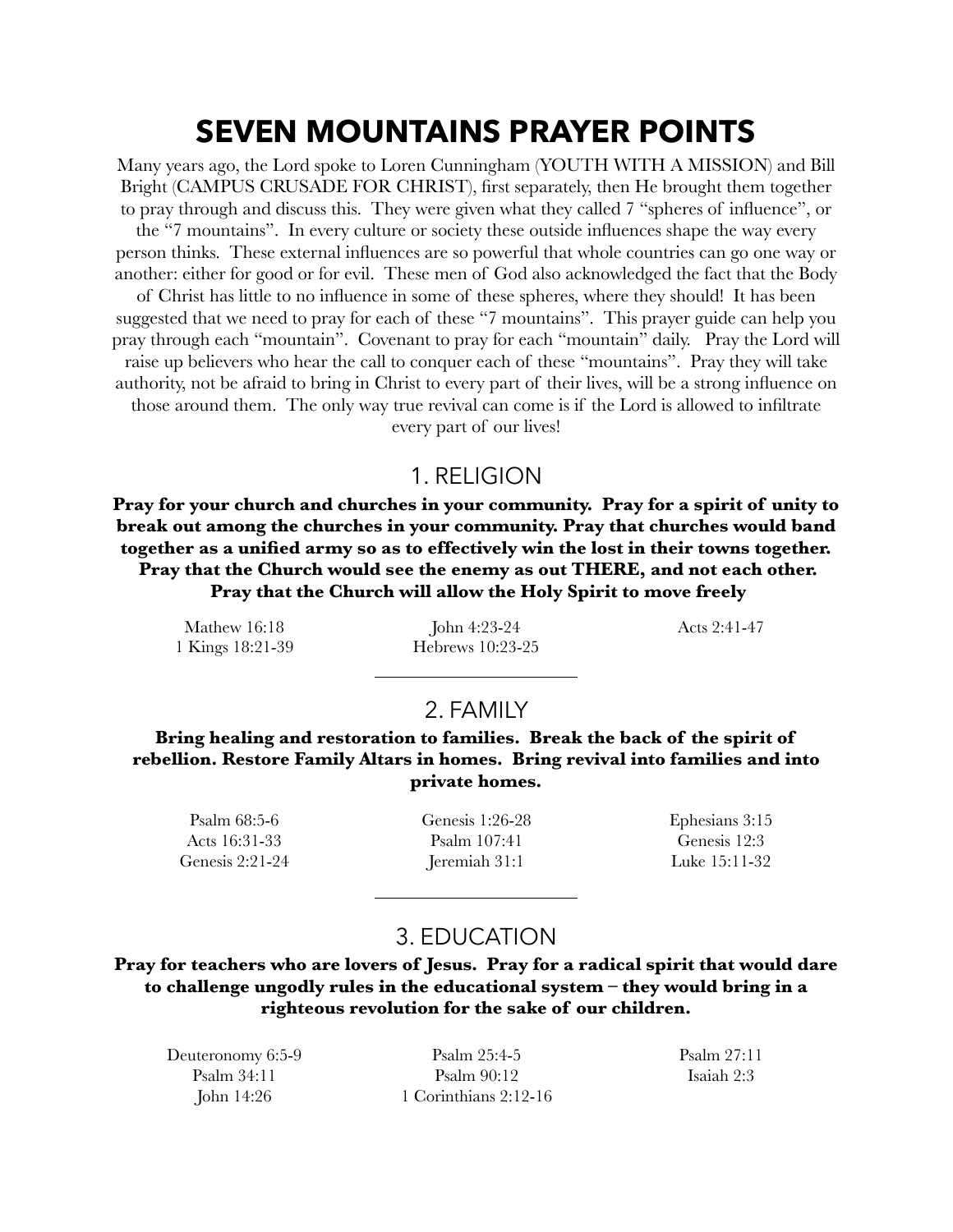# SEVEN MOUNTAINS PRAYER POINTS

Many years ago, the Lord spoke to Loren Cunningham (YOUTH WITH A MISSION) and Bill Bright (CAMPUS CRUSADE FOR CHRIST), first separately, then He brought them together to pray through and discuss this. They were given what they called 7 "spheres of influence", or the "7 mountains". In every culture or society these outside influences shape the way every person thinks. These external influences are so powerful that whole countries can go one way or another: either for good or for evil. These men of God also acknowledged the fact that the Body of Christ has little to no influence in some of these spheres, where they should! It has been suggested that we need to pray for each of these "7 mountains". This prayer guide can help you pray through each "mountain". Covenant to pray for each "mountain" daily. Pray the Lord will raise up believers who hear the call to conquer each of these "mountains". Pray they will take authority, not be afraid to bring in Christ to every part of their lives, will be a strong influence on those around them. The only way true revival can come is if the Lord is allowed to infiltrate every part of our lives!

## 1. RELIGION

**Pray for your church and churches in your community. Pray for a spirit of unity to break out among the churches in your community. Pray that churches would band together as a unified army so as to effectively win the lost in their towns together. Pray that the Church would see the enemy as out THERE, and not each other. Pray that the Church will allow the Holy Spirit to move freely**

Mathew 16:18
John 4:23-24
Acts 2:41-47
1 Kings 18:21-39
Hebrews 10:23-25

---

## 2. FAMILY

**Bring healing and restoration to families. Break the back of the spirit of rebellion. Restore Family Altars in homes. Bring revival into families and into private homes.**

Psalm 68:5-6
Genesis 1:26-28
Ephesians 3:15
Acts 16:31-33
Psalm 107:41
Genesis 12:3
Genesis 2:21-24
Jeremiah 31:1
Luke 15:11-32

---

## 3. EDUCATION

**Pray for teachers who are lovers of Jesus. Pray for a radical spirit that would dare to challenge ungodly rules in the educational system – they would bring in a righteous revolution for the sake of our children.**

Deuteronomy 6:5-9
Psalm 25:4-5
Psalm 27:11
Psalm 34:11
Psalm 90:12
Isaiah 2:3
John 14:26
1 Corinthians 2:12-16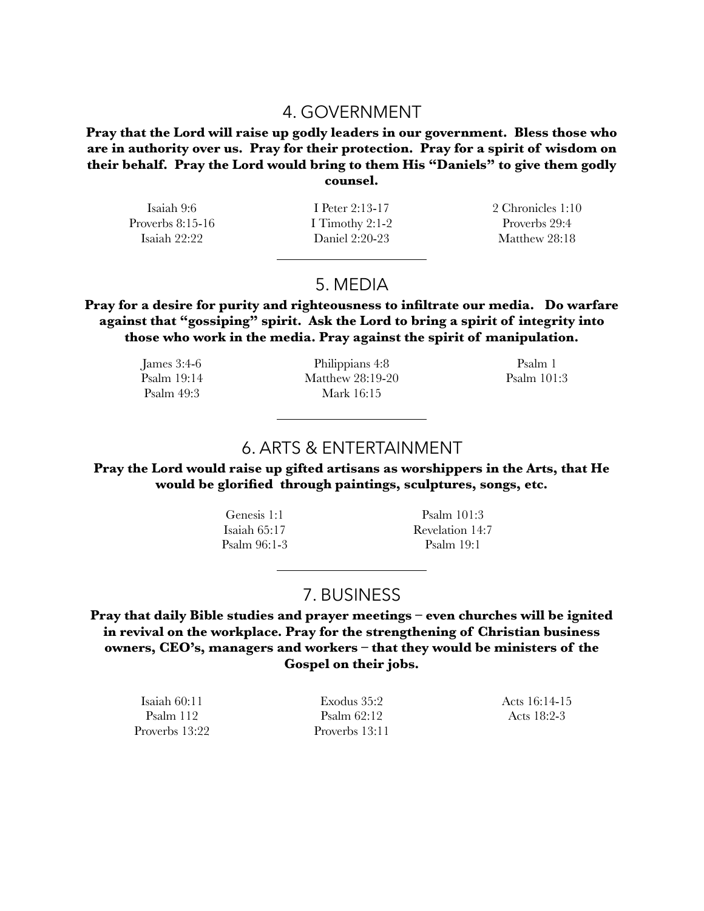## 4. GOVERNMENT

**Pray that the Lord will raise up godly leaders in our government. Bless those who are in authority over us. Pray for their protection. Pray for a spirit of wisdom on their behalf. Pray the Lord would bring to them His "Daniels" to give them godly counsel.**

Isaiah 9:6
Proverbs 8:15-16
Isaiah 22:22

I Peter 2:13-17
I Timothy 2:1-2
Daniel 2:20-23

2 Chronicles 1:10
Proverbs 29:4
Matthew 28:18

---

## 5. MEDIA

**Pray for a desire for purity and righteousness to infiltrate our media. Do warfare against that "gossiping" spirit. Ask the Lord to bring a spirit of integrity into those who work in the media. Pray against the spirit of manipulation.**

James 3:4-6
Psalm 19:14
Psalm 49:3

Philippians 4:8
Matthew 28:19-20
Mark 16:15

Psalm 1
Psalm 101:3

---

## 6. ARTS & ENTERTAINMENT

**Pray the Lord would raise up gifted artisans as worshippers in the Arts, that He would be glorified through paintings, sculptures, songs, etc.**

Genesis 1:1
Isaiah 65:17
Psalm 96:1-3

Psalm 101:3
Revelation 14:7
Psalm 19:1

---

## 7. BUSINESS

**Pray that daily Bible studies and prayer meetings – even churches will be ignited in revival on the workplace. Pray for the strengthening of Christian business owners, CEO's, managers and workers – that they would be ministers of the Gospel on their jobs.**

Isaiah 60:11
Psalm 112
Proverbs 13:22

Exodus 35:2
Psalm 62:12
Proverbs 13:11

Acts 16:14-15
Acts 18:2-3